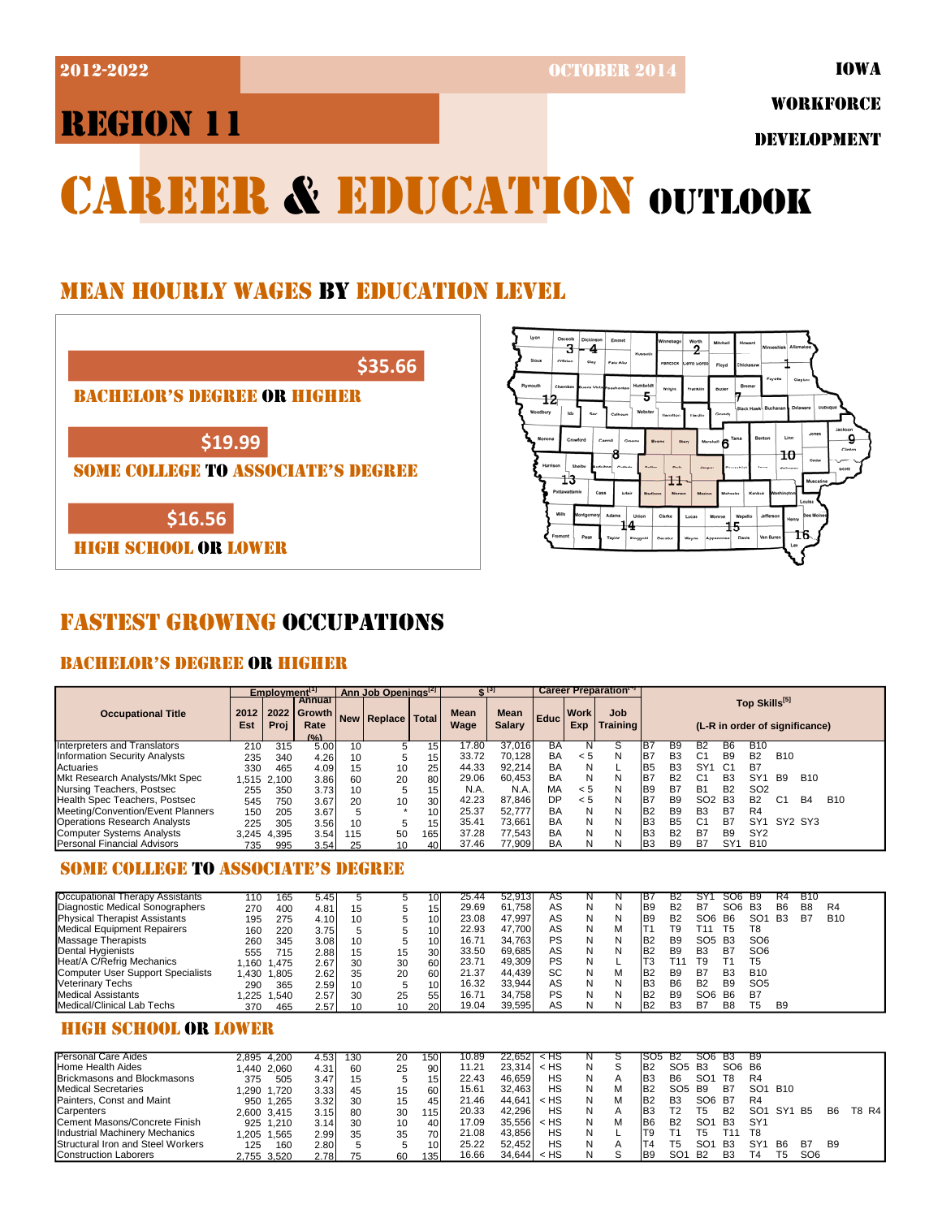2012-2022

OCTOBER 2014

IOWA WORKFORCE DEVELOPMENT

# REGION 11

# CAREER & EDUCATION OUTLOOK

## MEAN HOURLY WAGES BY EDUCATION LEVEL

**$35.66**
BACHELOR'S DEGREE OR HIGHER

**$19.99**
SOME COLLEGE TO ASSOCIATE'S DEGREE

**$16.56**
HIGH SCHOOL OR LOWER

## FASTEST GROWING OCCUPATIONS

### BACHELOR'S DEGREE OR HIGHER

| Occupational Title | Employment[1] 2012 Est | 2022 Proj | Annual Growth Rate (%) | Ann Job Openings[2] New | Replace | Total | $[3] Mean Wage | Mean Salary | Career Preparation[4] Educ | Work Exp | Job Training | Top Skills[5] (L-R in order of significance) |
|---|---|---|---|---|---|---|---|---|---|---|---|---|
| Interpreters and Translators | 210 | 315 | 5.00 | 10 | 5 | 15 | 17.80 | 37,016 | BA | N | S | B7 B9 B2 B6 B10 |
| Information Security Analysts | 235 | 340 | 4.26 | 10 | 5 | 15 | 33.72 | 70,128 | BA | < 5 | N | B7 B3 C1 B9 B2 B10 |
| Actuaries | 330 | 465 | 4.09 | 15 | 10 | 25 | 44.33 | 92,214 | BA | N | L | B5 B3 SY1 C1 B7 |
| Mkt Research Analysts/Mkt Spec | 1,515 | 2,100 | 3.86 | 60 | 20 | 80 | 29.06 | 60,453 | BA | N | N | B7 B2 C1 B3 SY1 B9 B10 |
| Nursing Teachers, Postsec | 255 | 350 | 3.73 | 10 | 5 | 15 | N.A. | N.A. | MA | < 5 | N | B9 B7 B1 B2 SO2 |
| Health Spec Teachers, Postsec | 545 | 750 | 3.67 | 20 | 10 | 30 | 42.23 | 87,846 | DP | < 5 | N | B7 B9 SO2 B3 B2 C1 B4 B10 |
| Meeting/Convention/Event Planners | 150 | 205 | 3.67 | 5 | * | 10 | 25.37 | 52,777 | BA | N | N | B2 B9 B3 B7 R4 |
| Operations Research Analysts | 225 | 305 | 3.56 | 10 | 5 | 15 | 35.41 | 73,661 | BA | N | N | B3 B5 C1 B7 SY1 SY2 SY3 |
| Computer Systems Analysts | 3,245 | 4,395 | 3.54 | 115 | 50 | 165 | 37.28 | 77,543 | BA | N | N | B3 B2 B7 B9 SY2 |
| Personal Financial Advisors | 735 | 995 | 3.54 | 25 | 10 | 40 | 37.46 | 77,909 | BA | N | N | B3 B9 B7 SY1 B10 |

### SOME COLLEGE TO ASSOCIATE'S DEGREE

| Occupational Title | 2012 Est | 2022 Proj | Annual Growth Rate (%) | New | Replace | Total | Mean Wage | Mean Salary | Educ | Work Exp | Job Training | Top Skills |
|---|---|---|---|---|---|---|---|---|---|---|---|---|
| Occupational Therapy Assistants | 110 | 165 | 5.45 | 5 | 5 | 10 | 25.44 | 52,913 | AS | N | N | B7 B2 SY1 SO6 B9 R4 B10 |
| Diagnostic Medical Sonographers | 270 | 400 | 4.81 | 15 | 5 | 15 | 29.69 | 61,758 | AS | N | N | B9 B2 B7 SO6 B3 B6 B8 R4 |
| Physical Therapist Assistants | 195 | 275 | 4.10 | 10 | 5 | 10 | 23.08 | 47,997 | AS | N | N | B9 B2 SO6 B6 SO1 B3 B7 B10 |
| Medical Equipment Repairers | 160 | 220 | 3.75 | 5 | 5 | 10 | 22.93 | 47,700 | AS | N | M | T1 T9 T11 T5 T8 |
| Massage Therapists | 260 | 345 | 3.08 | 10 | 5 | 10 | 16.71 | 34,763 | PS | N | N | B2 B9 SO5 B3 SO6 |
| Dental Hygienists | 555 | 715 | 2.88 | 15 | 15 | 30 | 33.50 | 69,685 | AS | N | N | B2 B9 B3 B7 SO6 |
| Heat/A C/Refrig Mechanics | 1,160 | 1,475 | 2.67 | 30 | 30 | 60 | 23.71 | 49,309 | PS | N | L | T3 T11 T9 T1 T5 |
| Computer User Support Specialists | 1,430 | 1,805 | 2.62 | 35 | 20 | 60 | 21.37 | 44,439 | SC | N | M | B2 B9 B7 B3 B10 |
| Veterinary Techs | 290 | 365 | 2.59 | 10 | 5 | 10 | 16.32 | 33,944 | AS | N | N | B3 B6 B2 B9 SO5 |
| Medical Assistants | 1,225 | 1,540 | 2.57 | 30 | 25 | 55 | 16.71 | 34,758 | PS | N | N | B2 B9 SO6 B6 B7 |
| Medical/Clinical Lab Techs | 370 | 465 | 2.57 | 10 | 10 | 20 | 19.04 | 39,595 | AS | N | N | B2 B3 B7 B8 T5 B9 |

### HIGH SCHOOL OR LOWER

| Occupational Title | 2012 Est | 2022 Proj | Annual Growth Rate (%) | New | Replace | Total | Mean Wage | Mean Salary | Educ | Work Exp | Job Training | Top Skills |
|---|---|---|---|---|---|---|---|---|---|---|---|---|
| Personal Care Aides | 2,895 | 4,200 | 4.53 | 130 | 20 | 150 | 10.89 | 22,652 | < HS | N | S | SO5 B2 SO6 B3 B9 |
| Home Health Aides | 1,440 | 2,060 | 4.31 | 60 | 25 | 90 | 11.21 | 23,314 | < HS | N | S | B2 SO5 B3 SO6 B6 |
| Brickmasons and Blockmasons | 375 | 505 | 3.47 | 15 | 5 | 15 | 22.43 | 46,659 | HS | N | A | B3 B6 SO1 T8 R4 |
| Medical Secretaries | 1,290 | 1,720 | 3.33 | 45 | 15 | 60 | 15.61 | 32,463 | HS | N | M | B2 SO5 B9 B7 SO1 B10 |
| Painters, Const and Maint | 950 | 1,265 | 3.32 | 30 | 15 | 45 | 21.46 | 44,641 | < HS | N | M | B2 B3 SO6 B7 R4 |
| Carpenters | 2,600 | 3,415 | 3.15 | 80 | 30 | 115 | 20.33 | 42,296 | HS | N | A | B3 T2 T5 B2 SO1 SY1 B5 B6 T8 R4 |
| Cement Masons/Concrete Finish | 925 | 1,210 | 3.14 | 30 | 10 | 40 | 17.09 | 35,556 | < HS | N | M | B6 B2 SO1 B3 SY1 |
| Industrial Machinery Mechanics | 1,205 | 1,565 | 2.99 | 35 | 35 | 70 | 21.08 | 43,856 | HS | N | L | T9 T1 T5 T11 T8 |
| Structural Iron and Steel Workers | 125 | 160 | 2.80 | 5 | 5 | 10 | 25.22 | 52,452 | HS | N | A | T4 T5 SO1 B3 SY1 B6 B7 B9 |
| Construction Laborers | 2,755 | 3,520 | 2.78 | 75 | 60 | 135 | 16.66 | 34,644 | < HS | N | S | B9 SO1 B2 B3 T4 T5 SO6 |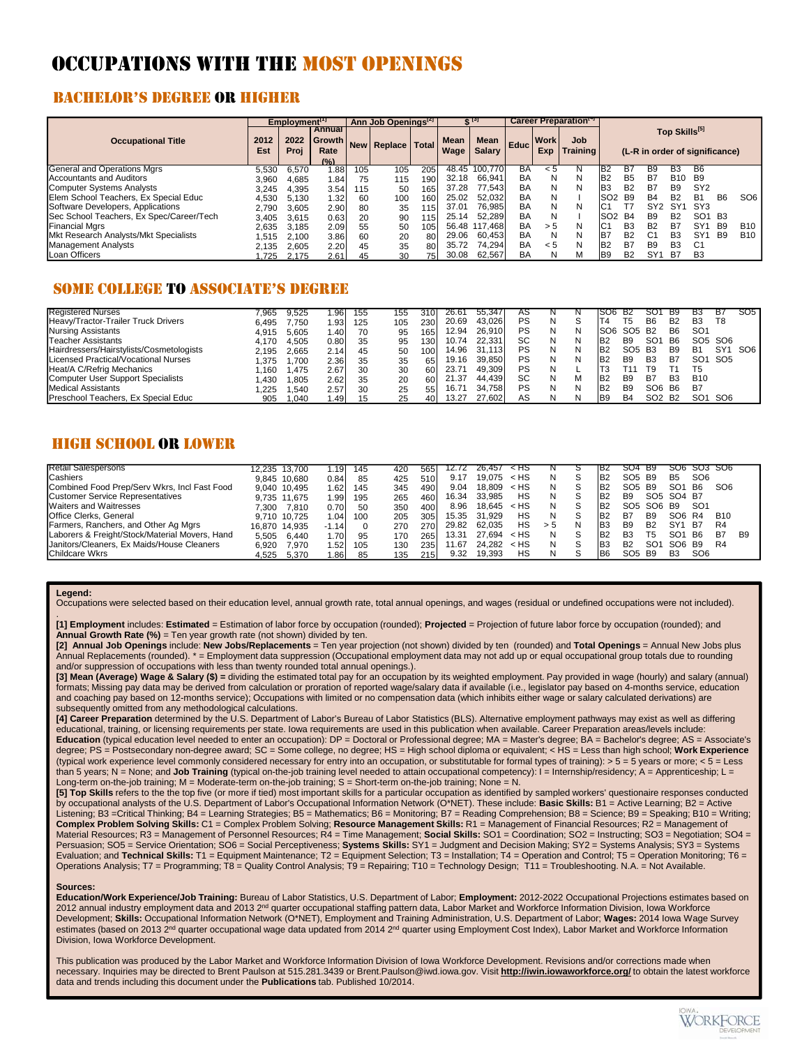# OCCUPATIONS WITH THE MOST OPENINGS

## BACHELOR'S DEGREE OR HIGHER

| Occupational Title | Employment[1] | | | Ann Job Openings[2] | | | $ [3] | | Career Preparation[4] | | | Top Skills[5] | | | | | | |
|---|---|---|---|---|---|---|---|---|---|---|---|---|---|---|---|---|---|---|
| | 2012 Est | 2022 Proj | Annual Growth Rate (%) | New | Replace | Total | Mean Wage | Mean Salary | Educ | Work Exp | Job Training | (L-R in order of significance) | | | | | | |
| General and Operations Mgrs | 5,530 | 6,570 | 1.88 | 105 | 105 | 205 | 48.45 | 100,770 | BA | < 5 | N | B2 | B7 | B9 | B3 | B6 | | |
| Accountants and Auditors | 3,960 | 4,685 | 1.84 | 75 | 115 | 190 | 32.18 | 66,941 | BA | N | N | B2 | B5 | B7 | B10 | B9 | | |
| Computer Systems Analysts | 3,245 | 4,395 | 3.54 | 115 | 50 | 165 | 37.28 | 77,543 | BA | N | N | B3 | B2 | B7 | B9 | SY2 | | |
| Elem School Teachers, Ex Special Educ | 4,530 | 5,130 | 1.32 | 60 | 100 | 160 | 25.02 | 52,032 | BA | N | I | SO2 | B9 | B4 | B2 | B1 | B6 | SO6 |
| Software Developers, Applications | 2,790 | 3,605 | 2.90 | 80 | 35 | 115 | 37.01 | 76,985 | BA | N | N | C1 | T7 | SY2 | SY1 | SY3 | | |
| Sec School Teachers, Ex Spec/Career/Tech | 3,405 | 3,615 | 0.63 | 20 | 90 | 115 | 25.14 | 52,289 | BA | N | I | SO2 | B4 | B9 | B2 | SO1 | B3 | |
| Financial Mgrs | 2,635 | 3,185 | 2.09 | 55 | 50 | 105 | 56.48 | 117,468 | BA | > 5 | N | C1 | B3 | B2 | B7 | SY1 | B9 | B10 |
| Mkt Research Analysts/Mkt Specialists | 1,515 | 2,100 | 3.86 | 60 | 20 | 80 | 29.06 | 60,453 | BA | N | N | B7 | B2 | C1 | B3 | SY1 | B9 | B10 |
| Management Analysts | 2,135 | 2,605 | 2.20 | 45 | 35 | 80 | 35.72 | 74,294 | BA | < 5 | N | B2 | B7 | B9 | B3 | C1 | | |
| Loan Officers | 1,725 | 2,175 | 2.61 | 45 | 30 | 75 | 30.08 | 62,567 | BA | N | M | B9 | B2 | SY1 | B7 | B3 | | |

## SOME COLLEGE TO ASSOCIATE'S DEGREE

| Occupational Title | 2012 Est | 2022 Proj | Annual Growth Rate (%) | New | Replace | Total | Mean Wage | Mean Salary | Educ | Work Exp | Job Training | Top Skills | | | | | | |
|---|---|---|---|---|---|---|---|---|---|---|---|---|---|---|---|---|---|---|
| Registered Nurses | 7,965 | 9,525 | 1.96 | 155 | 155 | 310 | 26.61 | 55,347 | AS | N | N | SO6 | B2 | SO1 | B9 | B3 | B7 | SO5 |
| Heavy/Tractor-Trailer Truck Drivers | 6,495 | 7,750 | 1.93 | 125 | 105 | 230 | 20.69 | 43,026 | PS | N | S | T4 | T5 | B6 | B2 | B3 | T8 | |
| Nursing Assistants | 4,915 | 5,605 | 1.40 | 70 | 95 | 165 | 12.94 | 26,910 | PS | N | N | SO6 | SO5 | B2 | B6 | SO1 | | |
| Teacher Assistants | 4,170 | 4,505 | 0.80 | 35 | 95 | 130 | 10.74 | 22,331 | SC | N | N | B2 | B9 | SO1 | B6 | SO5 | SO6 | |
| Hairdressers/Hairstylists/Cosmetologists | 2,195 | 2,665 | 2.14 | 45 | 50 | 100 | 14.96 | 31,113 | PS | N | N | B2 | SO5 | B3 | B9 | B1 | SY1 | SO6 |
| Licensed Practical/Vocational Nurses | 1,375 | 1,700 | 2.36 | 35 | 35 | 65 | 19.16 | 39,850 | PS | N | N | B2 | B9 | B3 | B7 | SO1 | SO5 | |
| Heat/A C/Refrig Mechanics | 1,160 | 1,475 | 2.67 | 30 | 30 | 60 | 23.71 | 49,309 | PS | N | L | T3 | T11 | T9 | T1 | T5 | | |
| Computer User Support Specialists | 1,430 | 1,805 | 2.62 | 35 | 20 | 60 | 21.37 | 44,439 | SC | N | M | B2 | B9 | B7 | B3 | B10 | | |
| Medical Assistants | 1,225 | 1,540 | 2.57 | 30 | 25 | 55 | 16.71 | 34,758 | PS | N | N | B2 | B9 | SO6 | B6 | B7 | | |
| Preschool Teachers, Ex Special Educ | 905 | 1,040 | 1.49 | 15 | 25 | 40 | 13.27 | 27,602 | AS | N | N | B9 | B4 | SO2 | B2 | SO1 | SO6 | |

## HIGH SCHOOL OR LOWER

| Occupational Title | 2012 Est | 2022 Proj | Annual Growth Rate (%) | New | Replace | Total | Mean Wage | Mean Salary | Educ | Work Exp | Job Training | Top Skills | | | | | | |
|---|---|---|---|---|---|---|---|---|---|---|---|---|---|---|---|---|---|---|
| Retail Salespersons | 12,235 | 13,700 | 1.19 | 145 | 420 | 565 | 12.72 | 26,457 | < HS | N | S | B2 | SO4 | B9 | SO6 | SO3 | SO6 | |
| Cashiers | 9,845 | 10,680 | 0.84 | 85 | 425 | 510 | 9.17 | 19,075 | < HS | N | S | B2 | SO5 | B9 | B5 | SO6 | | |
| Combined Food Prep/Serv Wkrs, Incl Fast Food | 9,040 | 10,495 | 1.62 | 145 | 345 | 490 | 9.04 | 18,809 | < HS | N | S | B2 | SO5 | B9 | SO1 | B6 | SO6 | |
| Customer Service Representatives | 9,735 | 11,675 | 1.99 | 195 | 265 | 460 | 16.34 | 33,985 | HS | N | S | B2 | B9 | SO5 | SO4 | B7 | | |
| Waiters and Waitresses | 7,300 | 7,810 | 0.70 | 50 | 350 | 400 | 8.96 | 18,645 | < HS | N | S | B2 | SO5 | SO6 | B9 | SO1 | | |
| Office Clerks, General | 9,710 | 10,725 | 1.04 | 100 | 205 | 305 | 15.35 | 31,929 | HS | N | S | B2 | B7 | B9 | SO6 | R4 | B10 | |
| Farmers, Ranchers, and Other Ag Mgrs | 16,870 | 14,935 | -1.14 | 0 | 270 | 270 | 29.82 | 62,035 | HS | > 5 | N | B3 | B9 | B2 | SY1 | B7 | R4 | |
| Laborers & Freight/Stock/Material Movers, Hand | 5,505 | 6,440 | 1.70 | 95 | 170 | 265 | 13.31 | 27,694 | < HS | N | S | B2 | B3 | T5 | SO1 | B6 | B7 | B9 |
| Janitors/Cleaners, Ex Maids/House Cleaners | 6,920 | 7,970 | 1.52 | 105 | 130 | 235 | 11.67 | 24,282 | < HS | N | S | B3 | B2 | SO1 | SO6 | B9 | R4 | |
| Childcare Wkrs | 4,525 | 5,370 | 1.86 | 85 | 135 | 215 | 9.32 | 19,393 | HS | N | S | B6 | SO5 | B9 | B3 | SO6 | | |

**Legend:**

Occupations were selected based on their education level, annual growth rate, total annual openings, and wages (residual or undefined occupations were not included).

**[1] Employment** includes: **Estimated** = Estimation of labor force by occupation (rounded); **Projected** = Projection of future labor force by occupation (rounded); and **Annual Growth Rate (%)** = Ten year growth rate (not shown) divided by ten.

**[2] Annual Job Openings** include: **New Jobs/Replacements** = Ten year projection (not shown) divided by ten (rounded) and **Total Openings** = Annual New Jobs plus Annual Replacements (rounded). * = Employment data suppression (Occupational employment data may not add up or equal occupational group totals due to rounding and/or suppression of occupations with less than twenty rounded total annual openings.).

**[3] Mean (Average) Wage & Salary ($) =** dividing the estimated total pay for an occupation by its weighted employment. Pay provided in wage (hourly) and salary (annual) formats; Missing pay data may be derived from calculation or proration of reported wage/salary data if available (i.e., legislator pay based on 4-months service, education and coaching pay based on 12-months service); Occupations with limited or no compensation data (which inhibits either wage or salary calculated derivations) are subsequently omitted from any methodological calculations.

**[4] Career Preparation** determined by the U.S. Department of Labor's Bureau of Labor Statistics (BLS). Alternative employment pathways may exist as well as differing educational, training, or licensing requirements per state. Iowa requirements are used in this publication when available. Career Preparation areas/levels include: **Education** (typical education level needed to enter an occupation): DP = Doctoral or Professional degree; MA = Master's degree; BA = Bachelor's degree; AS = Associate's degree; PS = Postsecondary non-degree award; SC = Some college, no degree; HS = High school diploma or equivalent; < HS = Less than high school; **Work Experience** (typical work experience level commonly considered necessary for entry into an occupation, or substitutable for formal types of training): > 5 = 5 years or more; < 5 = Less than 5 years; N = None; and **Job Training** (typical on-the-job training level needed to attain occupational competency): I = Internship/residency; A = Apprenticeship; L = Long-term on-the-job training; M = Moderate-term on-the-job training; S = Short-term on-the-job training; None = N.

**[5] Top Skills** refers to the the top five (or more if tied) most important skills for a particular occupation as identified by sampled workers' questionaire responses conducted by occupational analysts of the U.S. Department of Labor's Occupational Information Network (O*NET). These include: **Basic Skills:** B1 = Active Learning; B2 = Active Listening; B3 =Critical Thinking; B4 = Learning Strategies; B5 = Mathematics; B6 = Monitoring; B7 = Reading Comprehension; B8 = Science; B9 = Speaking; B10 = Writing; **Complex Problem Solving Skills:** C1 = Complex Problem Solving; **Resource Management Skills:** R1 = Management of Financial Resources; R2 = Management of Material Resources; R3 = Management of Personnel Resources; R4 = Time Management; **Social Skills:** SO1 = Coordination; SO2 = Instructing; SO3 = Negotiation; SO4 = Persuasion; SO5 = Service Orientation; SO6 = Social Perceptiveness; **Systems Skills:** SY1 = Judgment and Decision Making; SY2 = Systems Analysis; SY3 = Systems Evaluation; and **Technical Skills:** T1 = Equipment Maintenance; T2 = Equipment Selection; T3 = Installation; T4 = Operation and Control; T5 = Operation Monitoring; T6 = Operations Analysis; T7 = Programming; T8 = Quality Control Analysis; T9 = Repairing; T10 = Technology Design; T11 = Troubleshooting. N.A. = Not Available.

**Sources:**

**Education/Work Experience/Job Training:** Bureau of Labor Statistics, U.S. Department of Labor; **Employment:** 2012-2022 Occupational Projections estimates based on 2012 annual industry employment data and 2013 2nd quarter occupational staffing pattern data, Labor Market and Workforce Information Division, Iowa Workforce Development; **Skills:** Occupational Information Network (O*NET), Employment and Training Administration, U.S. Department of Labor; **Wages:** 2014 Iowa Wage Survey estimates (based on 2013 2nd quarter occupational wage data updated from 2014 2nd quarter using Employment Cost Index), Labor Market and Workforce Information Division, Iowa Workforce Development.

This publication was produced by the Labor Market and Workforce Information Division of Iowa Workforce Development. Revisions and/or corrections made when necessary. Inquiries may be directed to Brent Paulson at 515.281.3439 or Brent.Paulson@iwd.iowa.gov. Visit **http://iwin.iowaworkforce.org/** to obtain the latest workforce data and trends including this document under the **Publications** tab. Published 10/2014.

IOWA WORKFORCE DEVELOPMENT